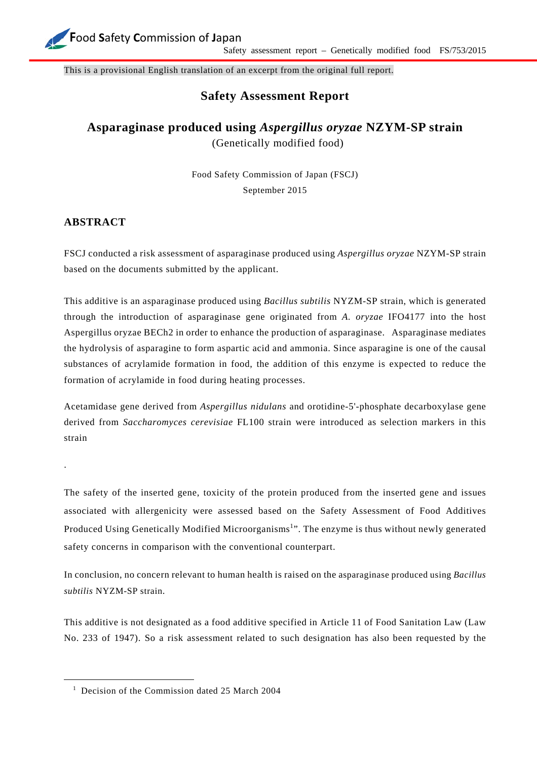This is a provisional English translation of an excerpt from the original full report.

# Safety Assessment Report

## Asparaginase produced using *Aspergillus oryzae* NZYM-SP strain

(Genetically modified food)

Food Safety Commission of Japan (FSCJ)

September 2015

## ABSTRACT

FSCJ conducted a risk assessment of asparaginase produced using *Aspergillus oryzae* NZYM-SP strain based on the documents submitted by the applicant.

This additive is an asparaginase produced using *Bacillus subtilis* NYZM-SP strain, which is generated through the introduction of asparaginase gene originated from *A. oryzae* IFO4177 into the host Aspergillus oryzae BECh2 in order to enhance the production of asparaginase. Asparaginase mediates the hydrolysis of asparagine to form aspartic acid and ammonia. Since asparagine is one of the causal substances of acrylamide formation in food, the addition of this enzyme is expected to reduce the formation of acrylamide in food during heating processes.

Acetamidase gene derived from *Aspergillus nidulans* and orotidine-5'-phosphate decarboxylase gene derived from *Saccharomyces cerevisiae* FL100 strain were introduced as selection markers in this strain

.

The safety of the inserted gene, toxicity of the protein produced from the inserted gene and issues associated with allergenicity were assessed based on the Safety Assessment of Food Additives Produced Using Genetically Modified Microorganisms[1]". The enzyme is thus without newly generated safety concerns in comparison with the conventional counterpart.

In conclusion, no concern relevant to human health is raised on the asparaginase produced using *Bacillus subtilis* NYZM-SP strain.

This additive is not designated as a food additive specified in Article 11 of Food Sanitation Law (Law No. 233 of 1947). So a risk assessment related to such designation has also been requested by the

---

[1] Decision of the Commission dated 25 March 2004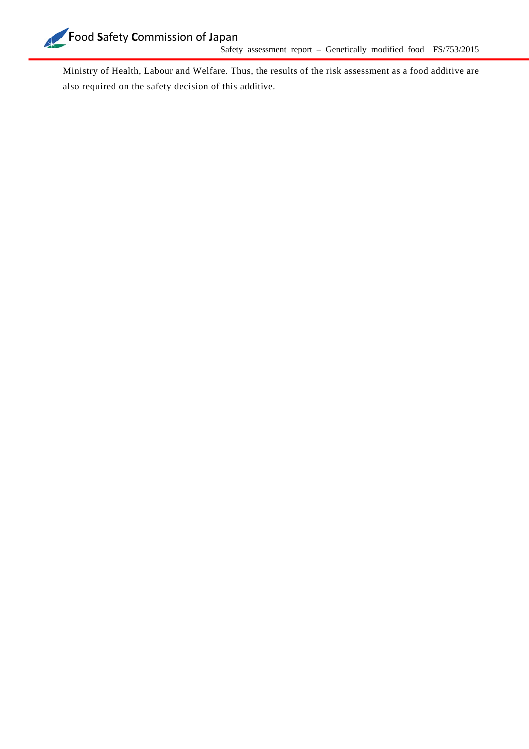Ministry of Health, Labour and Welfare. Thus, the results of the risk assessment as a food additive are also required on the safety decision of this additive.